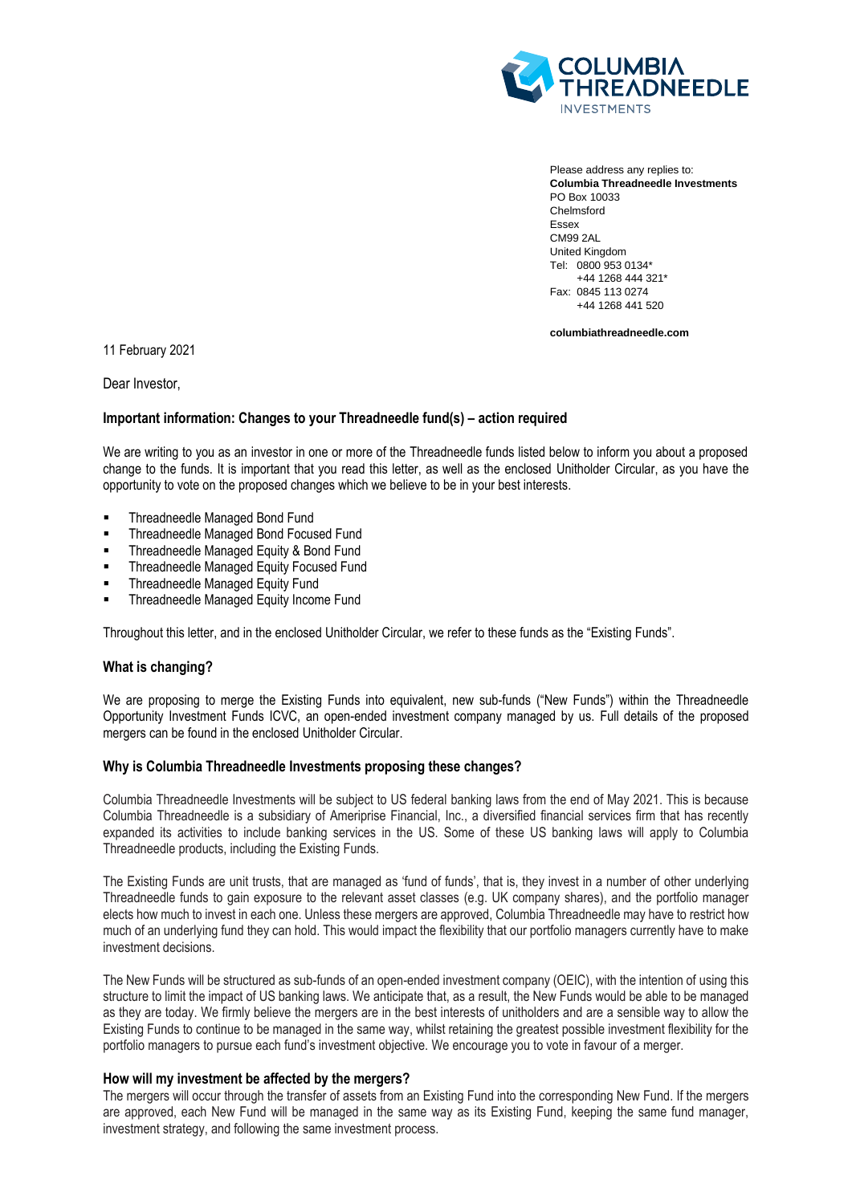Please address any replies to:
**Columbia Threadneedle Investments**
PO Box 10033
Chelmsford
Essex
CM99 2AL
United Kingdom
Tel: 0800 953 0134*
+44 1268 444 321*
Fax: 0845 113 0274
+44 1268 441 520

**columbiathreadneedle.com**

11 February 2021

Dear Investor,

**Important information: Changes to your Threadneedle fund(s) – action required**

We are writing to you as an investor in one or more of the Threadneedle funds listed below to inform you about a proposed change to the funds. It is important that you read this letter, as well as the enclosed Unitholder Circular, as you have the opportunity to vote on the proposed changes which we believe to be in your best interests.

- Threadneedle Managed Bond Fund
- Threadneedle Managed Bond Focused Fund
- Threadneedle Managed Equity & Bond Fund
- Threadneedle Managed Equity Focused Fund
- Threadneedle Managed Equity Fund
- Threadneedle Managed Equity Income Fund

Throughout this letter, and in the enclosed Unitholder Circular, we refer to these funds as the "Existing Funds".

**What is changing?**

We are proposing to merge the Existing Funds into equivalent, new sub-funds ("New Funds") within the Threadneedle Opportunity Investment Funds ICVC, an open-ended investment company managed by us. Full details of the proposed mergers can be found in the enclosed Unitholder Circular.

**Why is Columbia Threadneedle Investments proposing these changes?**

Columbia Threadneedle Investments will be subject to US federal banking laws from the end of May 2021. This is because Columbia Threadneedle is a subsidiary of Ameriprise Financial, Inc., a diversified financial services firm that has recently expanded its activities to include banking services in the US. Some of these US banking laws will apply to Columbia Threadneedle products, including the Existing Funds.

The Existing Funds are unit trusts, that are managed as 'fund of funds', that is, they invest in a number of other underlying Threadneedle funds to gain exposure to the relevant asset classes (e.g. UK company shares), and the portfolio manager elects how much to invest in each one. Unless these mergers are approved, Columbia Threadneedle may have to restrict how much of an underlying fund they can hold. This would impact the flexibility that our portfolio managers currently have to make investment decisions.

The New Funds will be structured as sub-funds of an open-ended investment company (OEIC), with the intention of using this structure to limit the impact of US banking laws. We anticipate that, as a result, the New Funds would be able to be managed as they are today. We firmly believe the mergers are in the best interests of unitholders and are a sensible way to allow the Existing Funds to continue to be managed in the same way, whilst retaining the greatest possible investment flexibility for the portfolio managers to pursue each fund's investment objective. We encourage you to vote in favour of a merger.

**How will my investment be affected by the mergers?**

The mergers will occur through the transfer of assets from an Existing Fund into the corresponding New Fund. If the mergers are approved, each New Fund will be managed in the same way as its Existing Fund, keeping the same fund manager, investment strategy, and following the same investment process.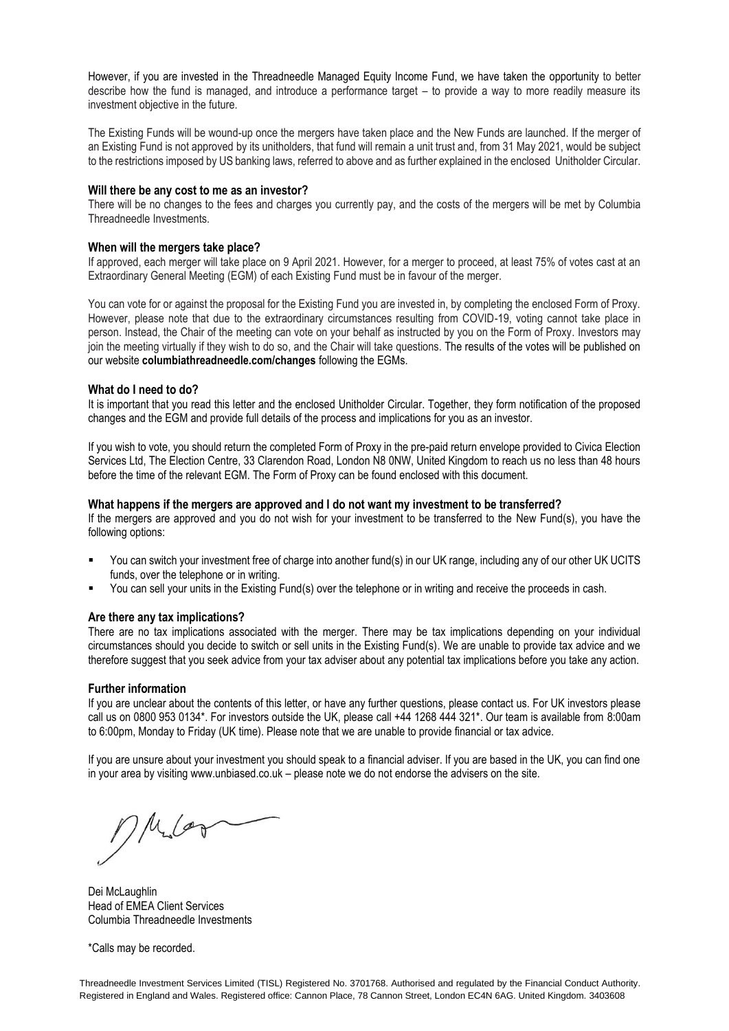However, if you are invested in the Threadneedle Managed Equity Income Fund, we have taken the opportunity to better describe how the fund is managed, and introduce a performance target – to provide a way to more readily measure its investment objective in the future.

The Existing Funds will be wound-up once the mergers have taken place and the New Funds are launched. If the merger of an Existing Fund is not approved by its unitholders, that fund will remain a unit trust and, from 31 May 2021, would be subject to the restrictions imposed by US banking laws, referred to above and as further explained in the enclosed Unitholder Circular.

### Will there be any cost to me as an investor?

There will be no changes to the fees and charges you currently pay, and the costs of the mergers will be met by Columbia Threadneedle Investments.

### When will the mergers take place?

If approved, each merger will take place on 9 April 2021. However, for a merger to proceed, at least 75% of votes cast at an Extraordinary General Meeting (EGM) of each Existing Fund must be in favour of the merger.

You can vote for or against the proposal for the Existing Fund you are invested in, by completing the enclosed Form of Proxy. However, please note that due to the extraordinary circumstances resulting from COVID-19, voting cannot take place in person. Instead, the Chair of the meeting can vote on your behalf as instructed by you on the Form of Proxy. Investors may join the meeting virtually if they wish to do so, and the Chair will take questions. The results of the votes will be published on our website **columbiathreadneedle.com/changes** following the EGMs.

### What do I need to do?

It is important that you read this letter and the enclosed Unitholder Circular. Together, they form notification of the proposed changes and the EGM and provide full details of the process and implications for you as an investor.

If you wish to vote, you should return the completed Form of Proxy in the pre-paid return envelope provided to Civica Election Services Ltd, The Election Centre, 33 Clarendon Road, London N8 0NW, United Kingdom to reach us no less than 48 hours before the time of the relevant EGM. The Form of Proxy can be found enclosed with this document.

### What happens if the mergers are approved and I do not want my investment to be transferred?

If the mergers are approved and you do not wish for your investment to be transferred to the New Fund(s), you have the following options:

- You can switch your investment free of charge into another fund(s) in our UK range, including any of our other UK UCITS funds, over the telephone or in writing.
- You can sell your units in the Existing Fund(s) over the telephone or in writing and receive the proceeds in cash.

### Are there any tax implications?

There are no tax implications associated with the merger. There may be tax implications depending on your individual circumstances should you decide to switch or sell units in the Existing Fund(s). We are unable to provide tax advice and we therefore suggest that you seek advice from your tax adviser about any potential tax implications before you take any action.

### Further information

If you are unclear about the contents of this letter, or have any further questions, please contact us. For UK investors please call us on 0800 953 0134*. For investors outside the UK, please call +44 1268 444 321*. Our team is available from 8:00am to 6:00pm, Monday to Friday (UK time). Please note that we are unable to provide financial or tax advice.

If you are unsure about your investment you should speak to a financial adviser. If you are based in the UK, you can find one in your area by visiting www.unbiased.co.uk – please note we do not endorse the advisers on the site.

Dei McLaughlin
Head of EMEA Client Services
Columbia Threadneedle Investments

*Calls may be recorded.

Threadneedle Investment Services Limited (TISL) Registered No. 3701768. Authorised and regulated by the Financial Conduct Authority. Registered in England and Wales. Registered office: Cannon Place, 78 Cannon Street, London EC4N 6AG. United Kingdom. 3403608